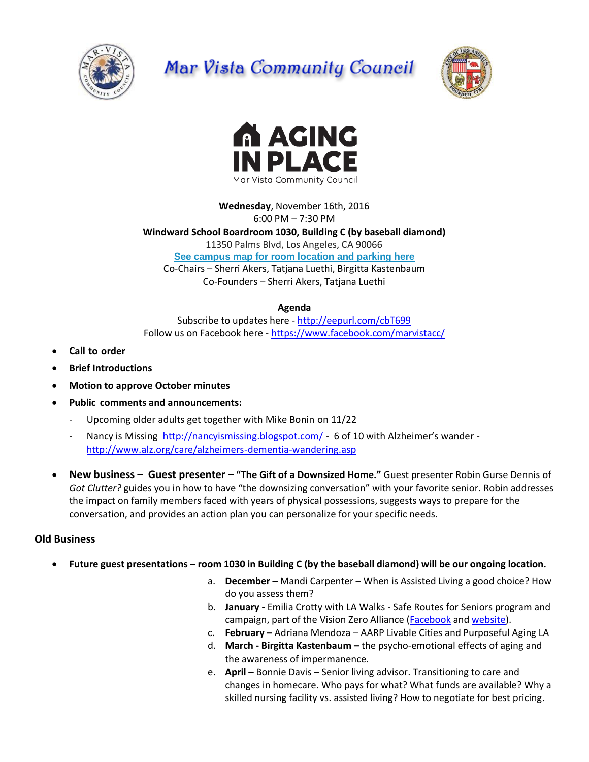# Mar Vista Community Council

# AGING IN PLACE

Mar Vista Community Council

**Wednesday**, November 16th, 2016
6:00 PM – 7:30 PM
**Windward School Boardroom 1030, Building C (by baseball diamond)**
11350 Palms Blvd, Los Angeles, CA 90066
See campus map for room location and parking here
Co-Chairs – Sherri Akers, Tatjana Luethi, Birgitta Kastenbaum
Co-Founders – Sherri Akers, Tatjana Luethi

**Agenda**

Subscribe to updates here - http://eepurl.com/cbT699
Follow us on Facebook here - https://www.facebook.com/marvistacc/

- **Call to order**
- **Brief Introductions**
- **Motion to approve October minutes**
- **Public comments and announcements:**
  - Upcoming older adults get together with Mike Bonin on 11/22
  - Nancy is Missing http://nancyismissing.blogspot.com/ - 6 of 10 with Alzheimer's wander - http://www.alz.org/care/alzheimers-dementia-wandering.asp
- **New business – Guest presenter – "The Gift of a Downsized Home."** Guest presenter Robin Gurse Dennis of *Got Clutter?* guides you in how to have "the downsizing conversation" with your favorite senior. Robin addresses the impact on family members faced with years of physical possessions, suggests ways to prepare for the conversation, and provides an action plan you can personalize for your specific needs.

## Old Business

- **Future guest presentations – room 1030 in Building C (by the baseball diamond) will be our ongoing location.**
  a. **December –** Mandi Carpenter – When is Assisted Living a good choice? How do you assess them?
  b. **January -** Emilia Crotty with LA Walks - Safe Routes for Seniors program and campaign, part of the Vision Zero Alliance (Facebook and website).
  c. **February –** Adriana Mendoza – AARP Livable Cities and Purposeful Aging LA
  d. **March - Birgitta Kastenbaum –** the psycho-emotional effects of aging and the awareness of impermanence.
  e. **April –** Bonnie Davis – Senior living advisor. Transitioning to care and changes in homecare. Who pays for what? What funds are available? Why a skilled nursing facility vs. assisted living? How to negotiate for best pricing.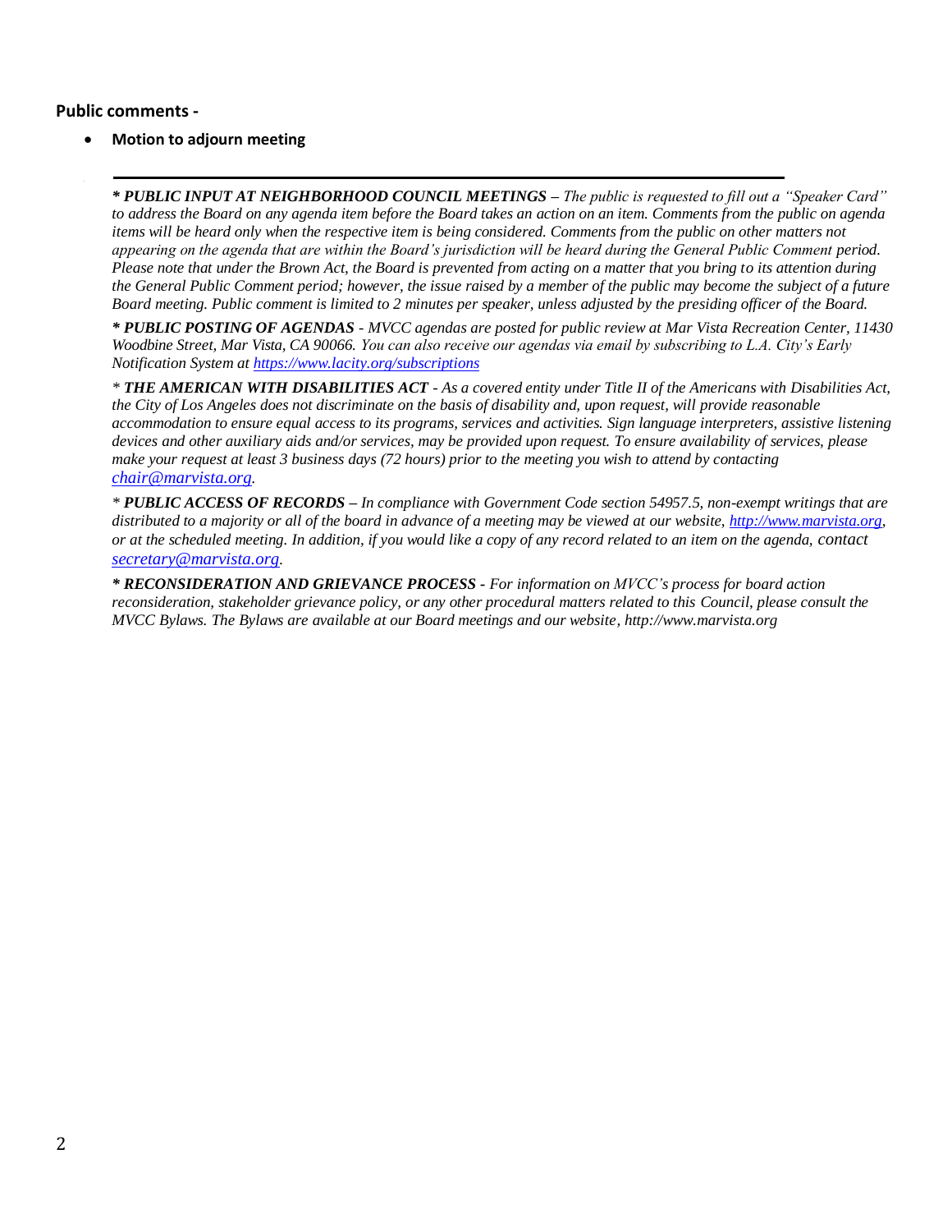**Public comments -**

- **Motion to adjourn meeting**

---

***\* PUBLIC INPUT AT NEIGHBORHOOD COUNCIL MEETINGS** – The public is requested to fill out a "Speaker Card" to address the Board on any agenda item before the Board takes an action on an item. Comments from the public on agenda items will be heard only when the respective item is being considered. Comments from the public on other matters not appearing on the agenda that are within the Board's jurisdiction will be heard during the General Public Comment period. Please note that under the Brown Act, the Board is prevented from acting on a matter that you bring to its attention during the General Public Comment period; however, the issue raised by a member of the public may become the subject of a future Board meeting. Public comment is limited to 2 minutes per speaker, unless adjusted by the presiding officer of the Board.*

***\* PUBLIC POSTING OF AGENDAS** - MVCC agendas are posted for public review at Mar Vista Recreation Center, 11430 Woodbine Street, Mar Vista, CA 90066. You can also receive our agendas via email by subscribing to L.A. City's Early Notification System at [https://www.lacity.org/subscriptions](https://www.lacity.org/subscriptions)*

*\* **THE AMERICAN WITH DISABILITIES ACT** - As a covered entity under Title II of the Americans with Disabilities Act, the City of Los Angeles does not discriminate on the basis of disability and, upon request, will provide reasonable accommodation to ensure equal access to its programs, services and activities. Sign language interpreters, assistive listening devices and other auxiliary aids and/or services, may be provided upon request. To ensure availability of services, please make your request at least 3 business days (72 hours) prior to the meeting you wish to attend by contacting [chair@marvista.org](mailto:chair@marvista.org).*

*\* **PUBLIC ACCESS OF RECORDS** – In compliance with Government Code section 54957.5, non-exempt writings that are distributed to a majority or all of the board in advance of a meeting may be viewed at our website, [http://www.marvista.org](http://www.marvista.org), or at the scheduled meeting. In addition, if you would like a copy of any record related to an item on the agenda, contact [secretary@marvista.org](mailto:secretary@marvista.org).*

***\* RECONSIDERATION AND GRIEVANCE PROCESS** - For information on MVCC's process for board action reconsideration, stakeholder grievance policy, or any other procedural matters related to this Council, please consult the MVCC Bylaws. The Bylaws are available at our Board meetings and our website, http://www.marvista.org*